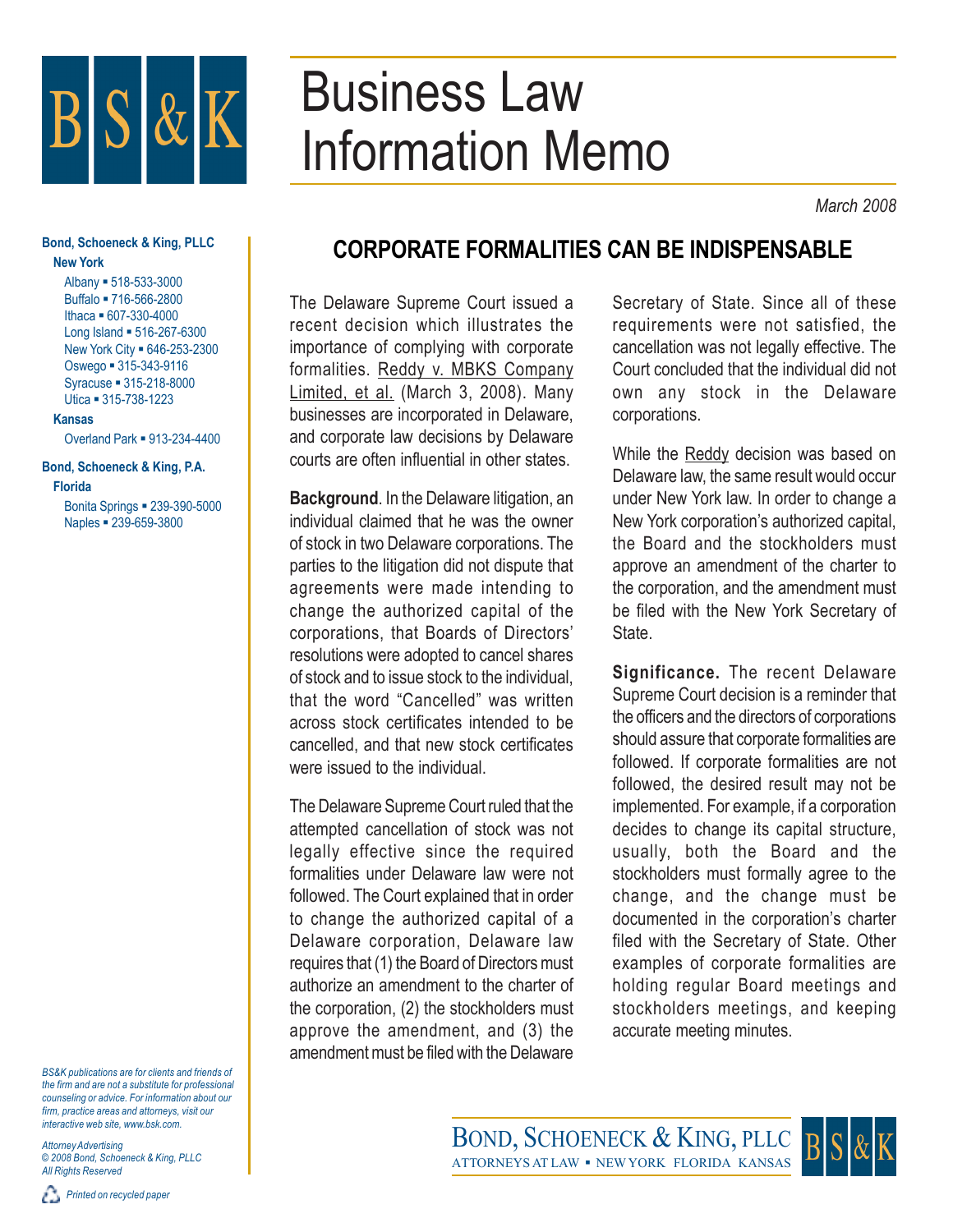# Business Law Information Memo

*March 2008*

**Bond, Schoeneck & King, PLLC**

**New York**

- Albany ▪ 518-533-3000
- Buffalo ▪ 716-566-2800
- Ithaca ▪ 607-330-4000
- Long Island ▪ 516-267-6300
- New York City ▪ 646-253-2300
- Oswego ▪ 315-343-9116
- Syracuse ▪ 315-218-8000
- Utica ▪ 315-738-1223

**Kansas**

- Overland Park ▪ 913-234-4400

**Bond, Schoeneck & King, P.A.**

**Florida**

- Bonita Springs ▪ 239-390-5000
- Naples ▪ 239-659-3800

## CORPORATE FORMALITIES CAN BE INDISPENSABLE

The Delaware Supreme Court issued a recent decision which illustrates the importance of complying with corporate formalities. Reddy v. MBKS Company Limited, et al. (March 3, 2008). Many businesses are incorporated in Delaware, and corporate law decisions by Delaware courts are often influential in other states.

**Background**. In the Delaware litigation, an individual claimed that he was the owner of stock in two Delaware corporations. The parties to the litigation did not dispute that agreements were made intending to change the authorized capital of the corporations, that Boards of Directors' resolutions were adopted to cancel shares of stock and to issue stock to the individual, that the word "Cancelled" was written across stock certificates intended to be cancelled, and that new stock certificates were issued to the individual.

The Delaware Supreme Court ruled that the attempted cancellation of stock was not legally effective since the required formalities under Delaware law were not followed. The Court explained that in order to change the authorized capital of a Delaware corporation, Delaware law requires that (1) the Board of Directors must authorize an amendment to the charter of the corporation, (2) the stockholders must approve the amendment, and (3) the amendment must be filed with the Delaware Secretary of State. Since all of these requirements were not satisfied, the cancellation was not legally effective. The Court concluded that the individual did not own any stock in the Delaware corporations.

While the Reddy decision was based on Delaware law, the same result would occur under New York law. In order to change a New York corporation's authorized capital, the Board and the stockholders must approve an amendment of the charter to the corporation, and the amendment must be filed with the New York Secretary of State.

**Significance.** The recent Delaware Supreme Court decision is a reminder that the officers and the directors of corporations should assure that corporate formalities are followed. If corporate formalities are not followed, the desired result may not be implemented. For example, if a corporation decides to change its capital structure, usually, both the Board and the stockholders must formally agree to the change, and the change must be documented in the corporation's charter filed with the Secretary of State. Other examples of corporate formalities are holding regular Board meetings and stockholders meetings, and keeping accurate meeting minutes.

*BS&K publications are for clients and friends of the firm and are not a substitute for professional counseling or advice. For information about our firm, practice areas and attorneys, visit our interactive web site, www.bsk.com.*

*Attorney Advertising*
*© 2008 Bond, Schoeneck & King, PLLC*
*All Rights Reserved*

*Printed on recycled paper*

BOND, SCHOENECK & KING, PLLC
ATTORNEYS AT LAW ▪ NEW YORK FLORIDA KANSAS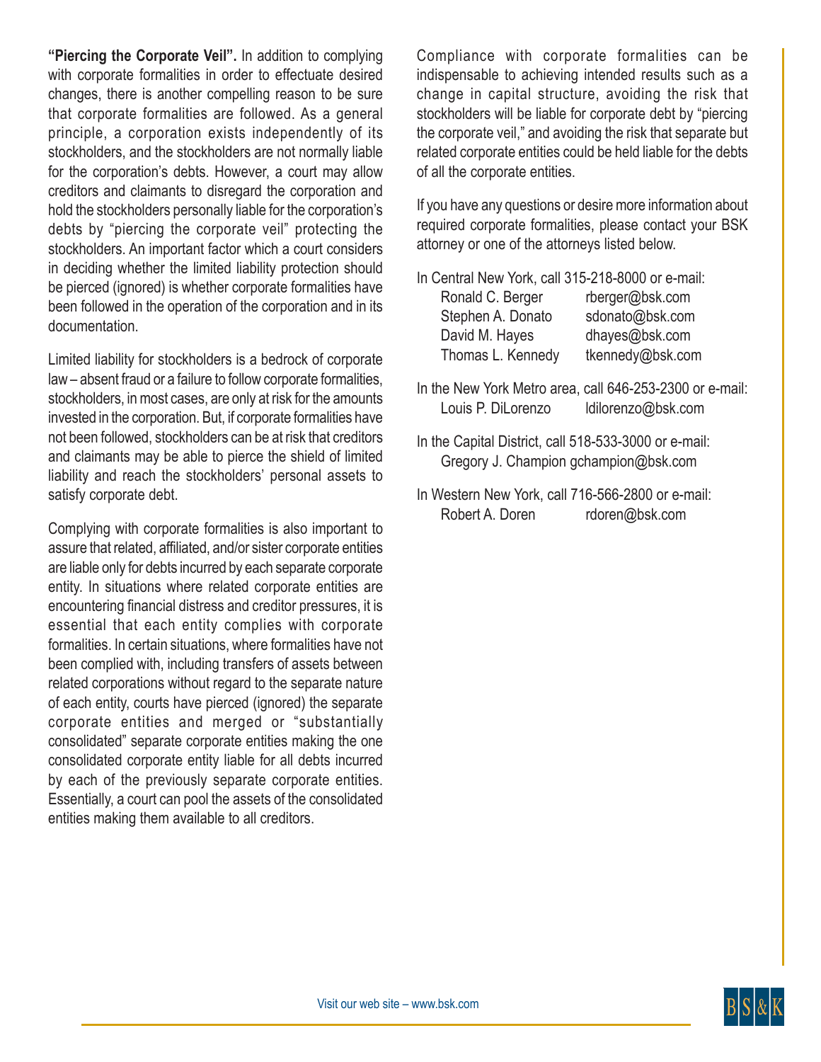**"Piercing the Corporate Veil".** In addition to complying with corporate formalities in order to effectuate desired changes, there is another compelling reason to be sure that corporate formalities are followed. As a general principle, a corporation exists independently of its stockholders, and the stockholders are not normally liable for the corporation's debts. However, a court may allow creditors and claimants to disregard the corporation and hold the stockholders personally liable for the corporation's debts by "piercing the corporate veil" protecting the stockholders. An important factor which a court considers in deciding whether the limited liability protection should be pierced (ignored) is whether corporate formalities have been followed in the operation of the corporation and in its documentation.

Limited liability for stockholders is a bedrock of corporate law – absent fraud or a failure to follow corporate formalities, stockholders, in most cases, are only at risk for the amounts invested in the corporation. But, if corporate formalities have not been followed, stockholders can be at risk that creditors and claimants may be able to pierce the shield of limited liability and reach the stockholders' personal assets to satisfy corporate debt.

Complying with corporate formalities is also important to assure that related, affiliated, and/or sister corporate entities are liable only for debts incurred by each separate corporate entity. In situations where related corporate entities are encountering financial distress and creditor pressures, it is essential that each entity complies with corporate formalities. In certain situations, where formalities have not been complied with, including transfers of assets between related corporations without regard to the separate nature of each entity, courts have pierced (ignored) the separate corporate entities and merged or "substantially consolidated" separate corporate entities making the one consolidated corporate entity liable for all debts incurred by each of the previously separate corporate entities. Essentially, a court can pool the assets of the consolidated entities making them available to all creditors.

Compliance with corporate formalities can be indispensable to achieving intended results such as a change in capital structure, avoiding the risk that stockholders will be liable for corporate debt by "piercing the corporate veil," and avoiding the risk that separate but related corporate entities could be held liable for the debts of all the corporate entities.

If you have any questions or desire more information about required corporate formalities, please contact your BSK attorney or one of the attorneys listed below.

In Central New York, call 315-218-8000 or e-mail:

| | |
|---|---|
| Ronald C. Berger | rberger@bsk.com |
| Stephen A. Donato | sdonato@bsk.com |
| David M. Hayes | dhayes@bsk.com |
| Thomas L. Kennedy | tkennedy@bsk.com |

In the New York Metro area, call 646-253-2300 or e-mail:

Louis P. DiLorenzo ldilorenzo@bsk.com

In the Capital District, call 518-533-3000 or e-mail:

Gregory J. Champion gchampion@bsk.com

In Western New York, call 716-566-2800 or e-mail:

Robert A. Doren rdoren@bsk.com

Visit our web site – www.bsk.com